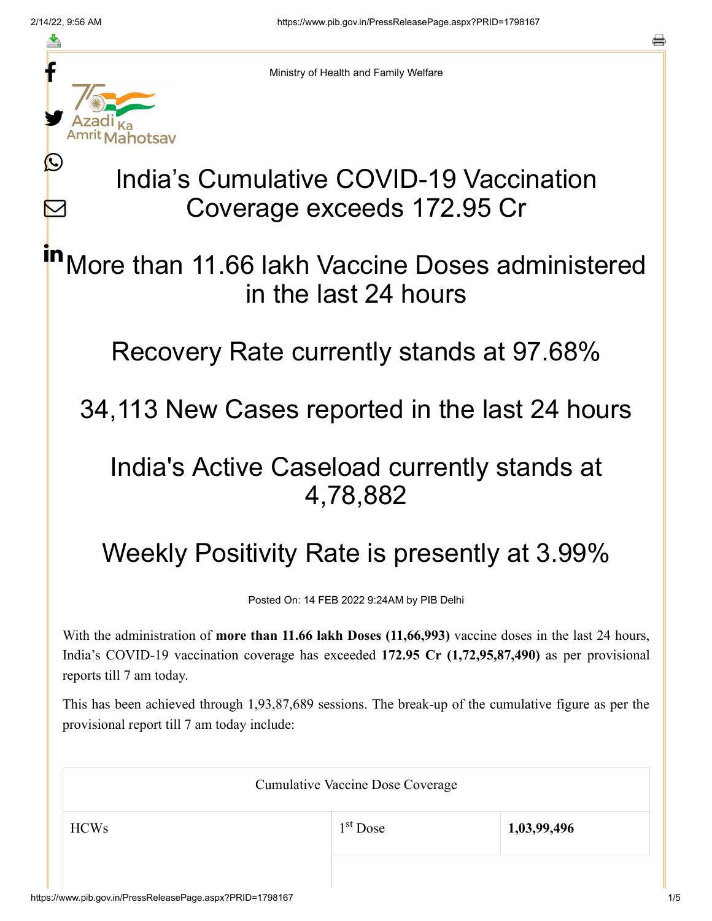Ministry of Health and Family Welfare

# India's Cumulative COVID-19 Vaccination Coverage exceeds 172.95 Cr

## More than 11.66 lakh Vaccine Doses administered in the last 24 hours

## Recovery Rate currently stands at 97.68%

## 34,113 New Cases reported in the last 24 hours

## India's Active Caseload currently stands at 4,78,882

## Weekly Positivity Rate is presently at 3.99%

Posted On: 14 FEB 2022 9:24AM by PIB Delhi

With the administration of **more than 11.66 lakh Doses (11,66,993)** vaccine doses in the last 24 hours, India's COVID-19 vaccination coverage has exceeded **172.95 Cr (1,72,95,87,490)** as per provisional reports till 7 am today.

This has been achieved through 1,93,87,689 sessions. The break-up of the cumulative figure as per the provisional report till 7 am today include:

| Cumulative Vaccine Dose Coverage | | |
|---|---|---|
| HCWs | 1st Dose | **1,03,99,496** |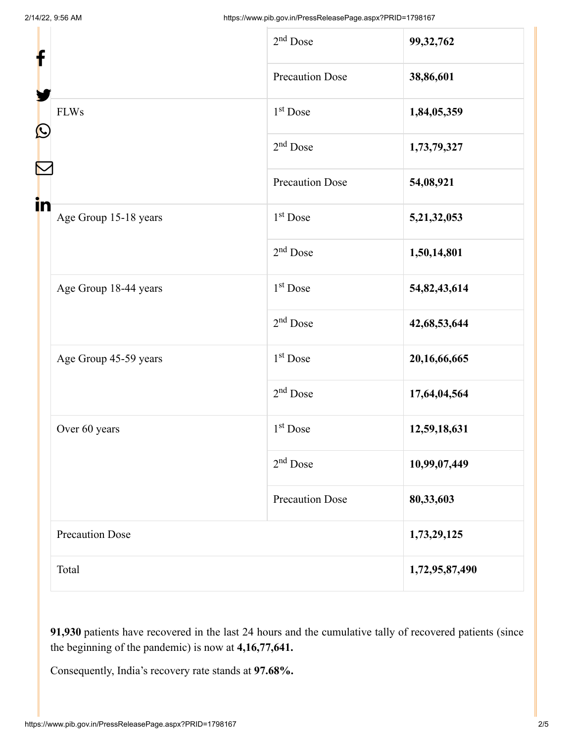| | | |
|---|---|---|
| | 2nd Dose | **99,32,762** |
| | Precaution Dose | **38,86,601** |
| FLWs | 1st Dose | **1,84,05,359** |
| | 2nd Dose | **1,73,79,327** |
| | Precaution Dose | **54,08,921** |
| Age Group 15-18 years | 1st Dose | **5,21,32,053** |
| | 2nd Dose | **1,50,14,801** |
| Age Group 18-44 years | 1st Dose | **54,82,43,614** |
| | 2nd Dose | **42,68,53,644** |
| Age Group 45-59 years | 1st Dose | **20,16,66,665** |
| | 2nd Dose | **17,64,04,564** |
| Over 60 years | 1st Dose | **12,59,18,631** |
| | 2nd Dose | **10,99,07,449** |
| | Precaution Dose | **80,33,603** |
| Precaution Dose | | **1,73,29,125** |
| Total | | **1,72,95,87,490** |

**91,930** patients have recovered in the last 24 hours and the cumulative tally of recovered patients (since the beginning of the pandemic) is now at **4,16,77,641.**

Consequently, India's recovery rate stands at **97.68%.**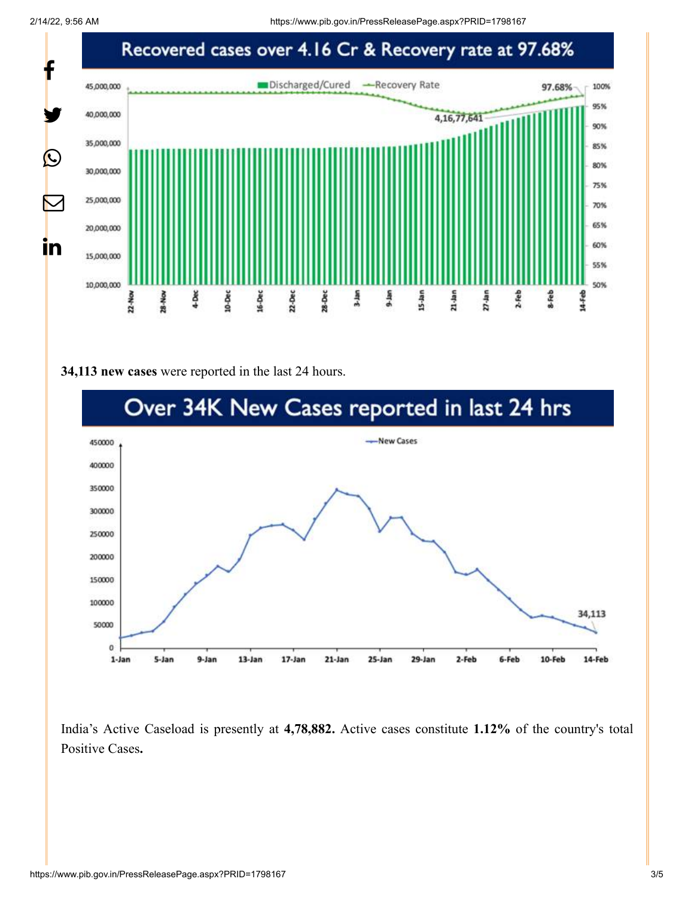Recovered cases over 4.16 Cr & Recovery rate at 97.68%

**34,113 new cases** were reported in the last 24 hours.

Over 34K New Cases reported in last 24 hrs

India's Active Caseload is presently at **4,78,882.** Active cases constitute **1.12%** of the country's total Positive Cases**.**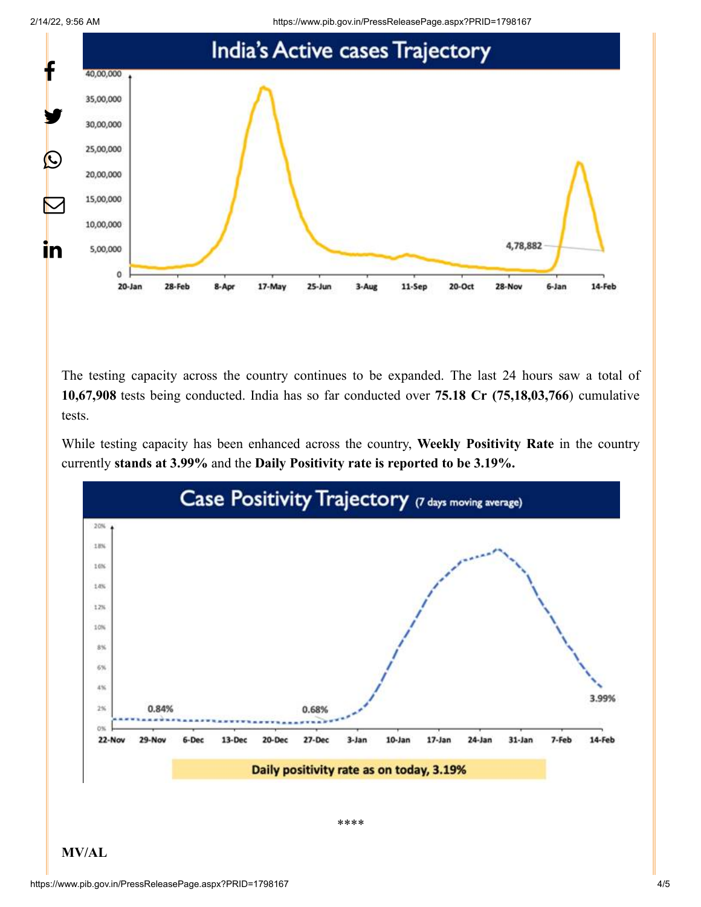## India's Active cases Trajectory

The testing capacity across the country continues to be expanded. The last 24 hours saw a total of **10,67,908** tests being conducted. India has so far conducted over **75.18 Cr (75,18,03,766**) cumulative tests.

While testing capacity has been enhanced across the country, **Weekly Positivity Rate** in the country currently **stands at 3.99%** and the **Daily Positivity rate is reported to be 3.19%.**

## Case Positivity Trajectory (7 days moving average)

Daily positivity rate as on today, 3.19%

****

**MV/AL**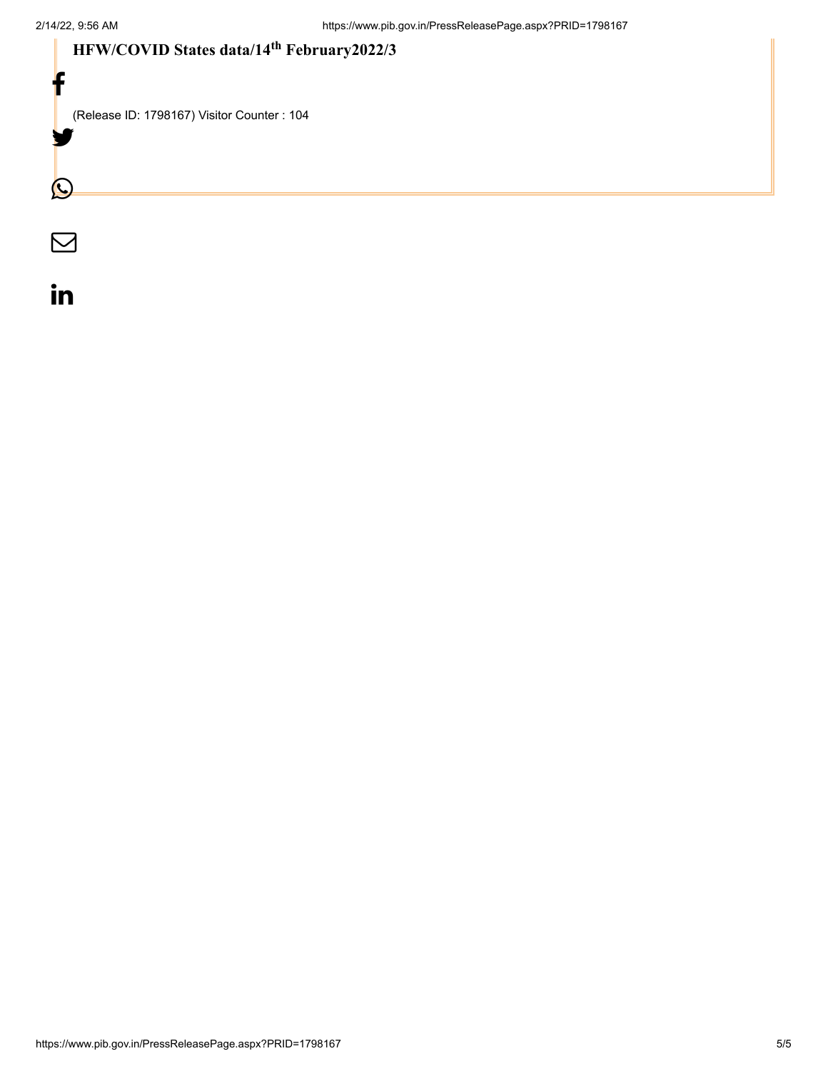**HFW/COVID States data/14th February2022/3**

(Release ID: 1798167) Visitor Counter : 104